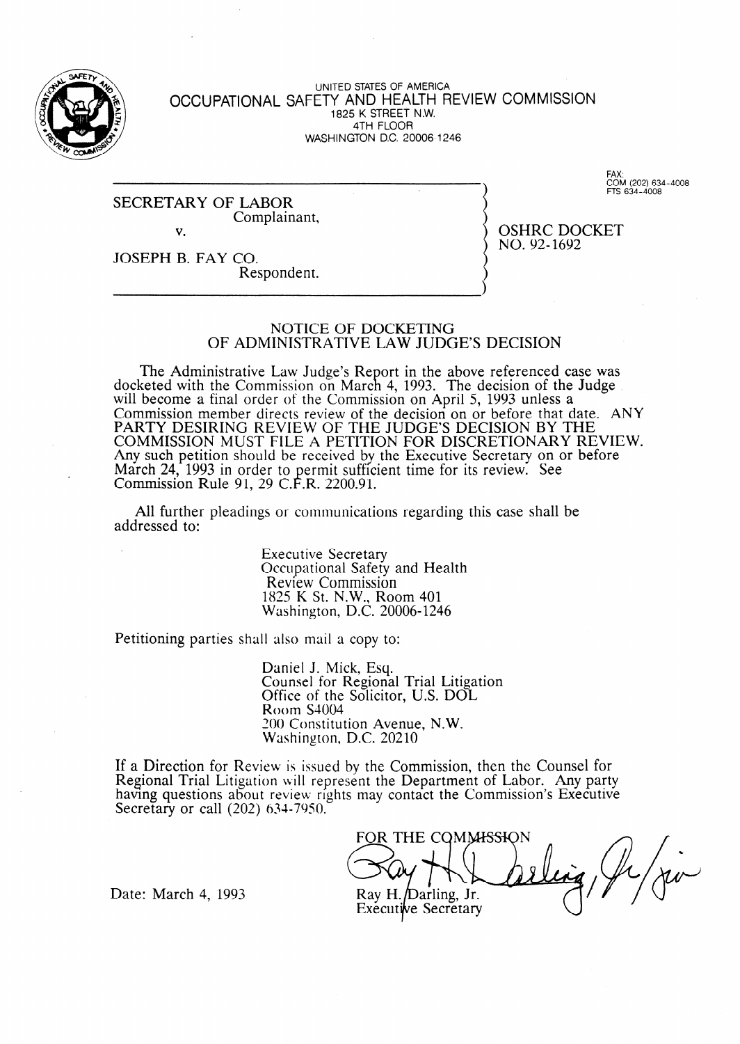UNITED STATES OF AMERICA

# OCCUPATIONAL SAFETY AND HEALTH REVIEW COMMISSION

1825 K STREET N.W.
4TH FLOOR
WASHINGTON D.C. 20006-1246

FAX:
COM (202) 634-4008
FTS 634-4008

SECRETARY OF LABOR
Complainant,

v.

JOSEPH B. FAY CO.
Respondent.

OSHRC DOCKET
NO. 92-1692

## NOTICE OF DOCKETING OF ADMINISTRATIVE LAW JUDGE'S DECISION

The Administrative Law Judge's Report in the above referenced case was docketed with the Commission on March 4, 1993. The decision of the Judge will become a final order of the Commission on April 5, 1993 unless a Commission member directs review of the decision on or before that date. ANY PARTY DESIRING REVIEW OF THE JUDGE'S DECISION BY THE COMMISSION MUST FILE A PETITION FOR DISCRETIONARY REVIEW. Any such petition should be received by the Executive Secretary on or before March 24, 1993 in order to permit sufficient time for its review. See Commission Rule 91, 29 C.F.R. 2200.91.

All further pleadings or communications regarding this case shall be addressed to:

Executive Secretary
Occupational Safety and Health
Review Commission
1825 K St. N.W., Room 401
Washington, D.C. 20006-1246

Petitioning parties shall also mail a copy to:

Daniel J. Mick, Esq.
Counsel for Regional Trial Litigation
Office of the Solicitor, U.S. DOL
Room S4004
200 Constitution Avenue, N.W.
Washington, D.C. 20210

If a Direction for Review is issued by the Commission, then the Counsel for Regional Trial Litigation will represent the Department of Labor. Any party having questions about review rights may contact the Commission's Executive Secretary or call (202) 634-7950.

Date: March 4, 1993

FOR THE COMMISSION

Ray H. Darling, Jr.
Executive Secretary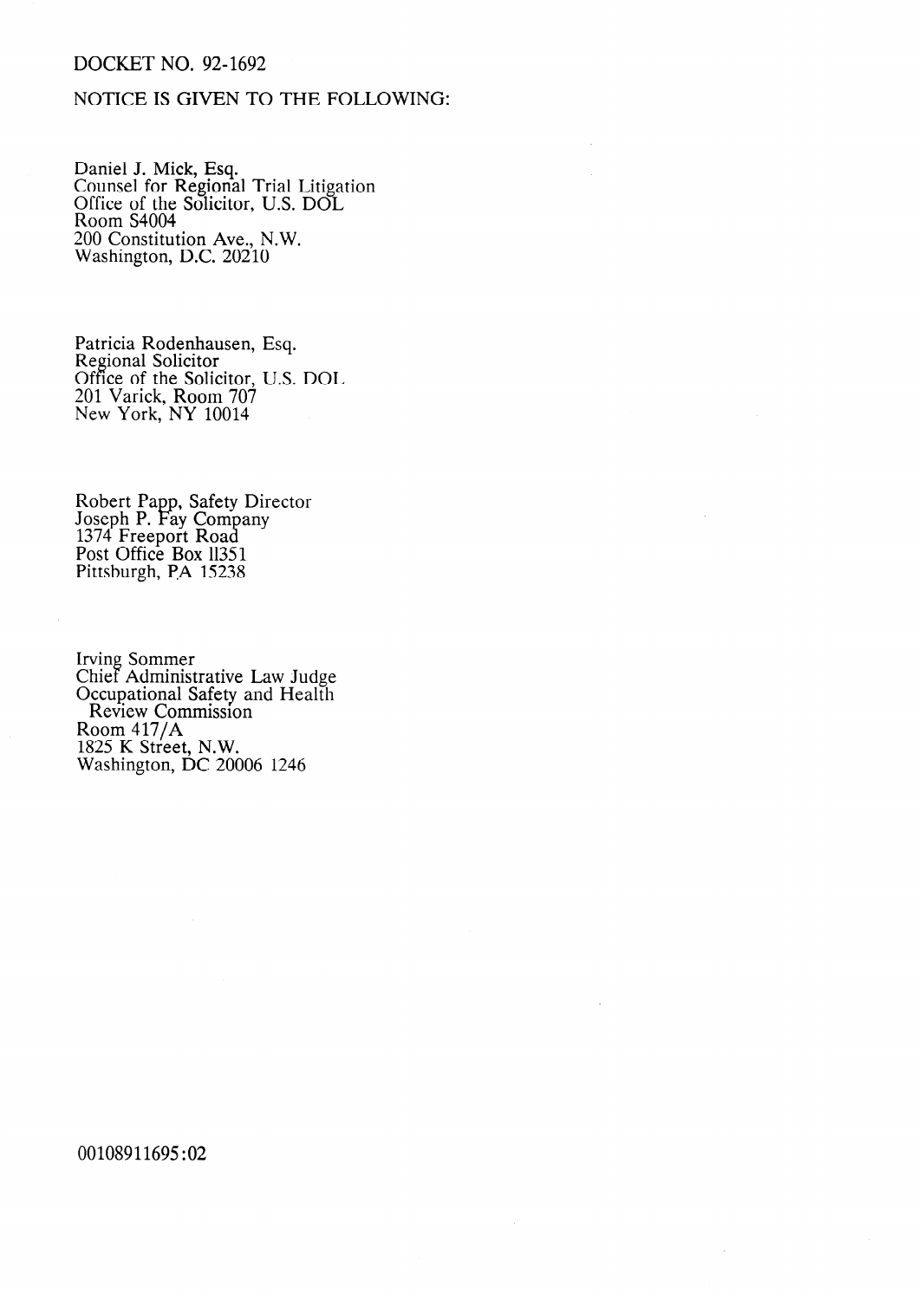DOCKET NO. 92-1692

NOTICE IS GIVEN TO THE FOLLOWING:

Daniel J. Mick, Esq.
Counsel for Regional Trial Litigation
Office of the Solicitor, U.S. DOL
Room S4004
200 Constitution Ave., N.W.
Washington, D.C. 20210

Patricia Rodenhausen, Esq.
Regional Solicitor
Office of the Solicitor, U.S. DOL
201 Varick, Room 707
New York, NY 10014

Robert Papp, Safety Director
Joseph P. Fay Company
1374 Freeport Road
Post Office Box 11351
Pittsburgh, PA 15238

Irving Sommer
Chief Administrative Law Judge
Occupational Safety and Health
Review Commission
Room 417/A
1825 K Street, N.W.
Washington, DC 20006 1246

00108911695:02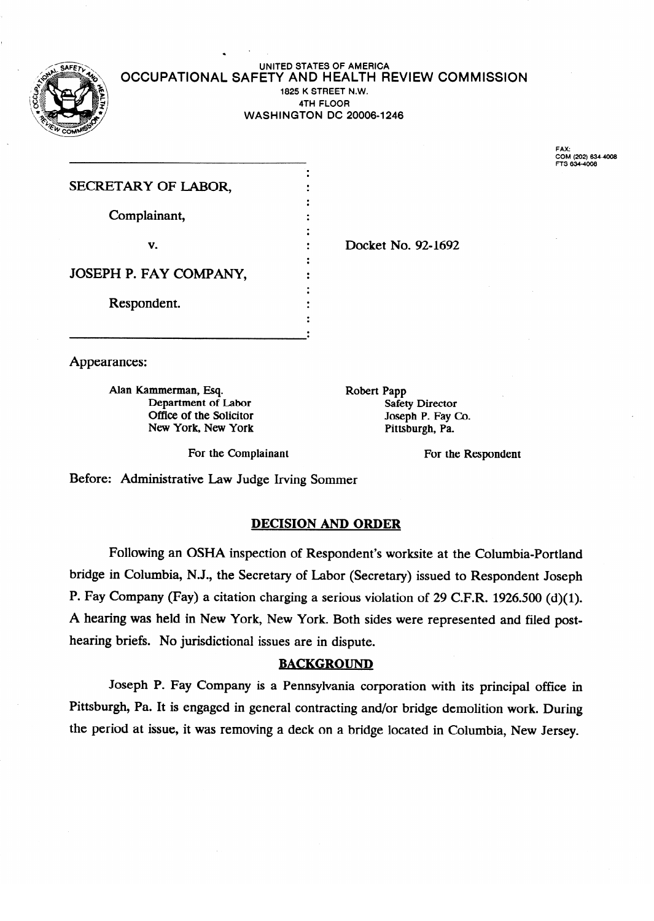UNITED STATES OF AMERICA
**OCCUPATIONAL SAFETY AND HEALTH REVIEW COMMISSION**
1825 K STREET N.W.
4TH FLOOR
WASHINGTON DC 20006-1246

FAX:
COM (202) 634-4008
FTS 634-4008

| | |
|---|---|
| SECRETARY OF LABOR, | |
| Complainant, | |
| v. | Docket No. 92-1692 |
| JOSEPH P. FAY COMPANY, | |
| Respondent. | |

Appearances:

| For the Complainant | For the Respondent |
|---|---|
| Alan Kammerman, Esq. | Robert Papp |
| Department of Labor | Safety Director |
| Office of the Solicitor | Joseph P. Fay Co. |
| New York, New York | Pittsburgh, Pa. |

Before: Administrative Law Judge Irving Sommer

## DECISION AND ORDER

Following an OSHA inspection of Respondent's worksite at the Columbia-Portland bridge in Columbia, N.J., the Secretary of Labor (Secretary) issued to Respondent Joseph P. Fay Company (Fay) a citation charging a serious violation of 29 C.F.R. 1926.500 (d)(1). A hearing was held in New York, New York. Both sides were represented and filed post-hearing briefs. No jurisdictional issues are in dispute.

## BACKGROUND

Joseph P. Fay Company is a Pennsylvania corporation with its principal office in Pittsburgh, Pa. It is engaged in general contracting and/or bridge demolition work. During the period at issue, it was removing a deck on a bridge located in Columbia, New Jersey.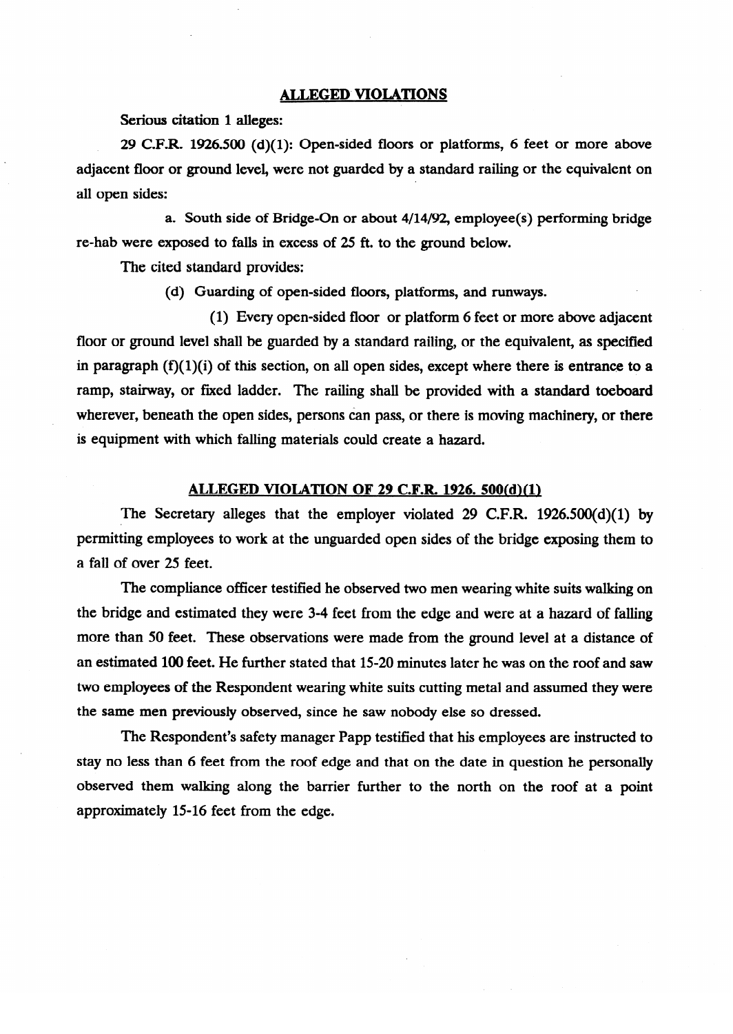## ALLEGED VIOLATIONS

**Serious citation 1 alleges:**

**29 C.F.R. 1926.500 (d)(1): Open-sided floors or platforms, 6 feet or more above adjacent floor or ground level, were not guarded by a standard railing or the equivalent on all open sides:**

a. South side of Bridge-On or about 4/14/92, employee(s) performing bridge re-hab were exposed to falls in excess of 25 ft. to the ground below.

The cited standard provides:

(d) Guarding of open-sided floors, platforms, and runways.

(1) Every open-sided floor or platform 6 feet or more above adjacent floor or ground level shall be guarded by a standard railing, or the equivalent, as specified in paragraph (f)(1)(i) of this section, on all open sides, except where there is entrance to a ramp, stairway, or fixed ladder. The railing shall be provided with a standard toeboard wherever, beneath the open sides, persons can pass, or there is moving machinery, or there is equipment with which falling materials could create a hazard.

## ALLEGED VIOLATION OF 29 C.F.R. 1926. 500(d)(1)

The Secretary alleges that the employer violated 29 C.F.R. 1926.500(d)(1) by permitting employees to work at the unguarded open sides of the bridge exposing them to a fall of over 25 feet.

The compliance officer testified he observed two men wearing white suits walking on the bridge and estimated they were 3-4 feet from the edge and were at a hazard of falling more than 50 feet. These observations were made from the ground level at a distance of an estimated 100 feet. He further stated that 15-20 minutes later he was on the roof and saw two employees of the Respondent wearing white suits cutting metal and assumed they were the same men previously observed, since he saw nobody else so dressed.

The Respondent's safety manager Papp testified that his employees are instructed to stay no less than 6 feet from the roof edge and that on the date in question he personally observed them walking along the barrier further to the north on the roof at a point approximately 15-16 feet from the edge.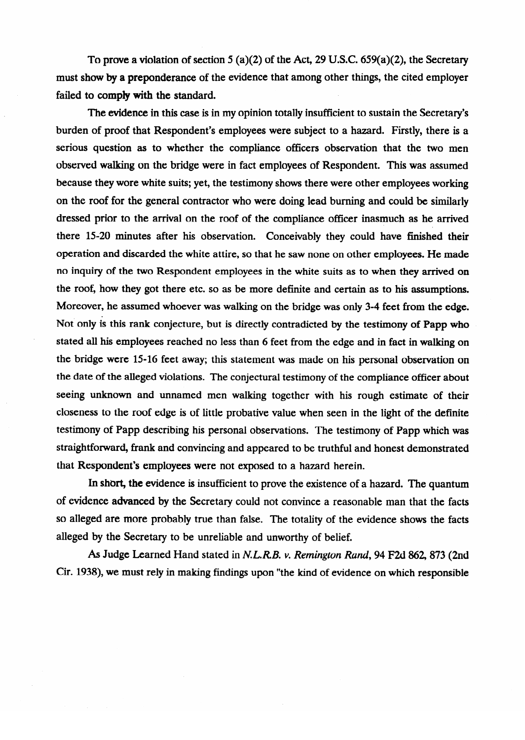To prove a violation of section 5 (a)(2) of the Act, 29 U.S.C. 659(a)(2), the Secretary must show by a preponderance of the evidence that among other things, the cited employer failed to comply with the standard.

The evidence in this case is in my opinion totally insufficient to sustain the Secretary's burden of proof that Respondent's employees were subject to a hazard. Firstly, there is a serious question as to whether the compliance officers observation that the two men observed walking on the bridge were in fact employees of Respondent. This was assumed because they wore white suits; yet, the testimony shows there were other employees working on the roof for the general contractor who were doing lead burning and could be similarly dressed prior to the arrival on the roof of the compliance officer inasmuch as he arrived there 15-20 minutes after his observation. Conceivably they could have finished their operation and discarded the white attire, so that he saw none on other employees. He made no inquiry of the two Respondent employees in the white suits as to when they arrived on the roof, how they got there etc. so as be more definite and certain as to his assumptions. Moreover, he assumed whoever was walking on the bridge was only 3-4 feet from the edge. Not only is this rank conjecture, but is directly contradicted by the testimony of Papp who stated all his employees reached no less than 6 feet from the edge and in fact in walking on the bridge were 15-16 feet away; this statement was made on his personal observation on the date of the alleged violations. The conjectural testimony of the compliance officer about seeing unknown and unnamed men walking together with his rough estimate of their closeness to the roof edge is of little probative value when seen in the light of the definite testimony of Papp describing his personal observations. The testimony of Papp which was straightforward, frank and convincing and appeared to be truthful and honest demonstrated that Respondent's employees were not exposed to a hazard herein.

In short, the evidence is insufficient to prove the existence of a hazard. The quantum of evidence advanced by the Secretary could not convince a reasonable man that the facts so alleged are more probably true than false. The totality of the evidence shows the facts alleged by the Secretary to be unreliable and unworthy of belief.

As Judge Learned Hand stated in *N.L.R.B. v. Remington Rand*, 94 F2d 862, 873 (2nd Cir. 1938), we must rely in making findings upon "the kind of evidence on which responsible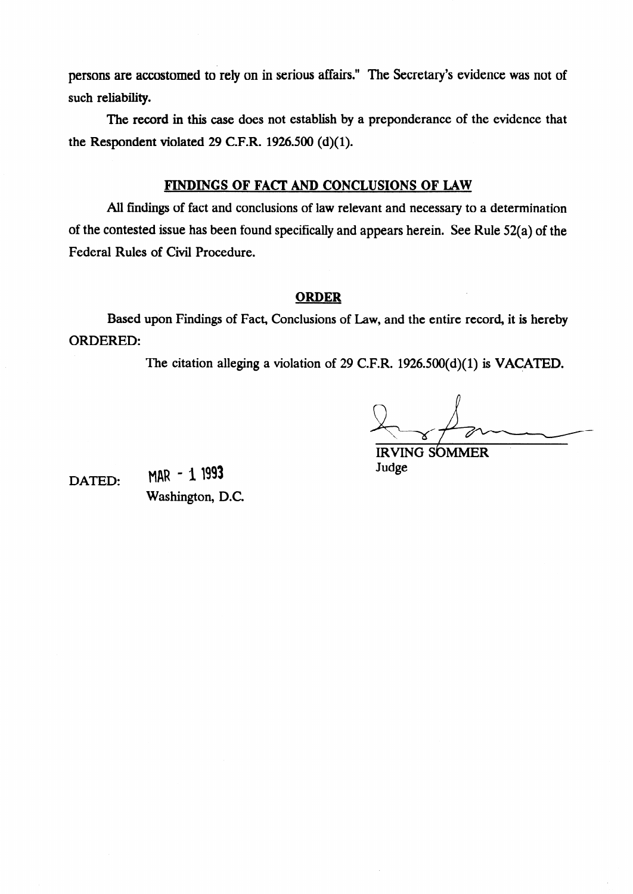persons are accostomed to rely on in serious affairs." The Secretary's evidence was not of such reliability.

The record in this case does not establish by a preponderance of the evidence that the Respondent violated 29 C.F.R. 1926.500 (d)(1).

## FINDINGS OF FACT AND CONCLUSIONS OF LAW

All findings of fact and conclusions of law relevant and necessary to a determination of the contested issue has been found specifically and appears herein. See Rule 52(a) of the Federal Rules of Civil Procedure.

## ORDER

Based upon Findings of Fact, Conclusions of Law, and the entire record, it is hereby ORDERED:

The citation alleging a violation of 29 C.F.R. 1926.500(d)(1) is **VACATED.**

IRVING SOMMER
Judge

DATED: MAR - 1 1993
Washington, D.C.